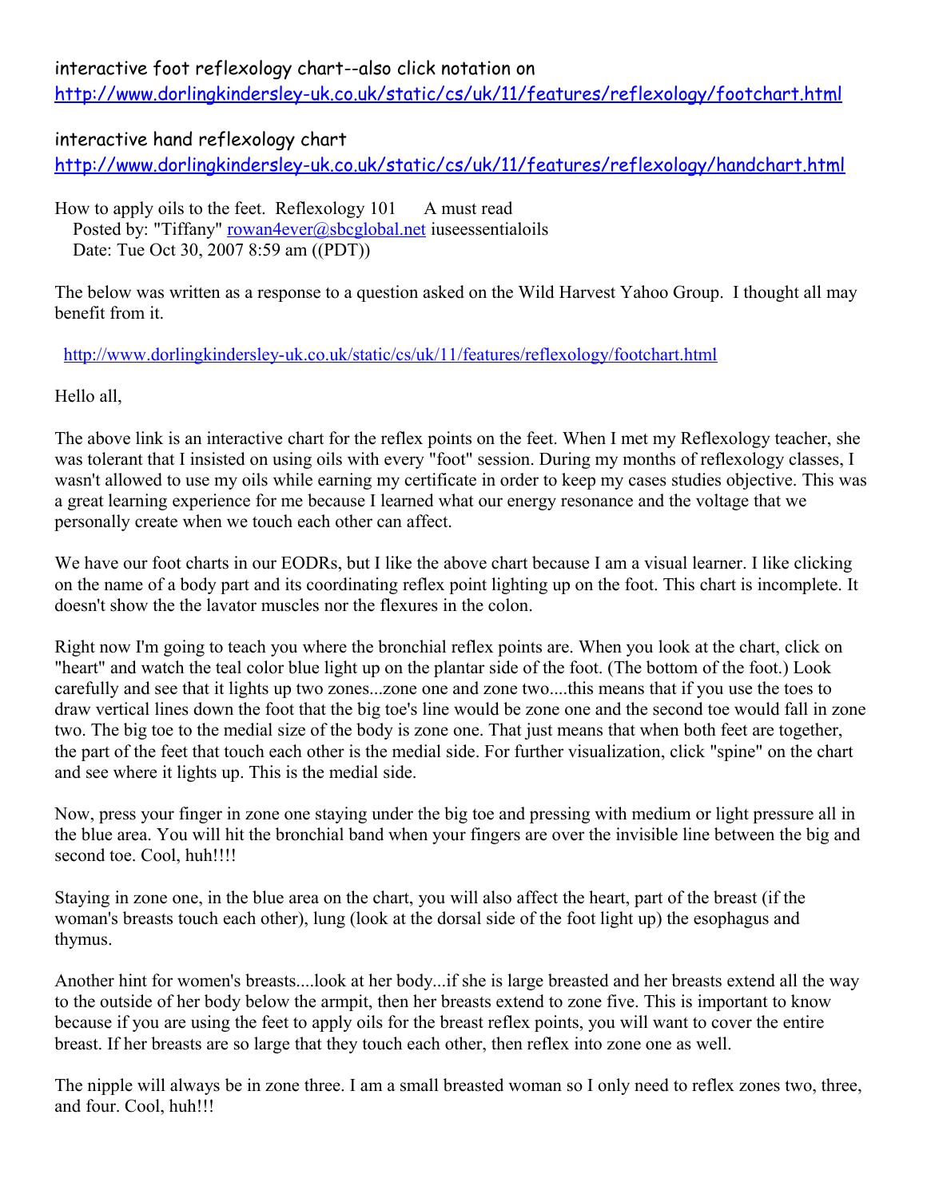interactive foot reflexology chart--also click notation on
http://www.dorlingkindersley-uk.co.uk/static/cs/uk/11/features/reflexology/footchart.html

interactive hand reflexology chart
http://www.dorlingkindersley-uk.co.uk/static/cs/uk/11/features/reflexology/handchart.html

How to apply oils to the feet. Reflexology 101 A must read
Posted by: "Tiffany" rowan4ever@sbcglobal.net iuseessentialoils
Date: Tue Oct 30, 2007 8:59 am ((PDT))

The below was written as a response to a question asked on the Wild Harvest Yahoo Group. I thought all may benefit from it.

http://www.dorlingkindersley-uk.co.uk/static/cs/uk/11/features/reflexology/footchart.html

Hello all,

The above link is an interactive chart for the reflex points on the feet. When I met my Reflexology teacher, she was tolerant that I insisted on using oils with every "foot" session. During my months of reflexology classes, I wasn't allowed to use my oils while earning my certificate in order to keep my cases studies objective. This was a great learning experience for me because I learned what our energy resonance and the voltage that we personally create when we touch each other can affect.

We have our foot charts in our EODRs, but I like the above chart because I am a visual learner. I like clicking on the name of a body part and its coordinating reflex point lighting up on the foot. This chart is incomplete. It doesn't show the the lavator muscles nor the flexures in the colon.

Right now I'm going to teach you where the bronchial reflex points are. When you look at the chart, click on "heart" and watch the teal color blue light up on the plantar side of the foot. (The bottom of the foot.) Look carefully and see that it lights up two zones...zone one and zone two....this means that if you use the toes to draw vertical lines down the foot that the big toe's line would be zone one and the second toe would fall in zone two. The big toe to the medial size of the body is zone one. That just means that when both feet are together, the part of the feet that touch each other is the medial side. For further visualization, click "spine" on the chart and see where it lights up. This is the medial side.

Now, press your finger in zone one staying under the big toe and pressing with medium or light pressure all in the blue area. You will hit the bronchial band when your fingers are over the invisible line between the big and second toe. Cool, huh!!!!

Staying in zone one, in the blue area on the chart, you will also affect the heart, part of the breast (if the woman's breasts touch each other), lung (look at the dorsal side of the foot light up) the esophagus and thymus.

Another hint for women's breasts....look at her body...if she is large breasted and her breasts extend all the way to the outside of her body below the armpit, then her breasts extend to zone five. This is important to know because if you are using the feet to apply oils for the breast reflex points, you will want to cover the entire breast. If her breasts are so large that they touch each other, then reflex into zone one as well.

The nipple will always be in zone three. I am a small breasted woman so I only need to reflex zones two, three, and four. Cool, huh!!!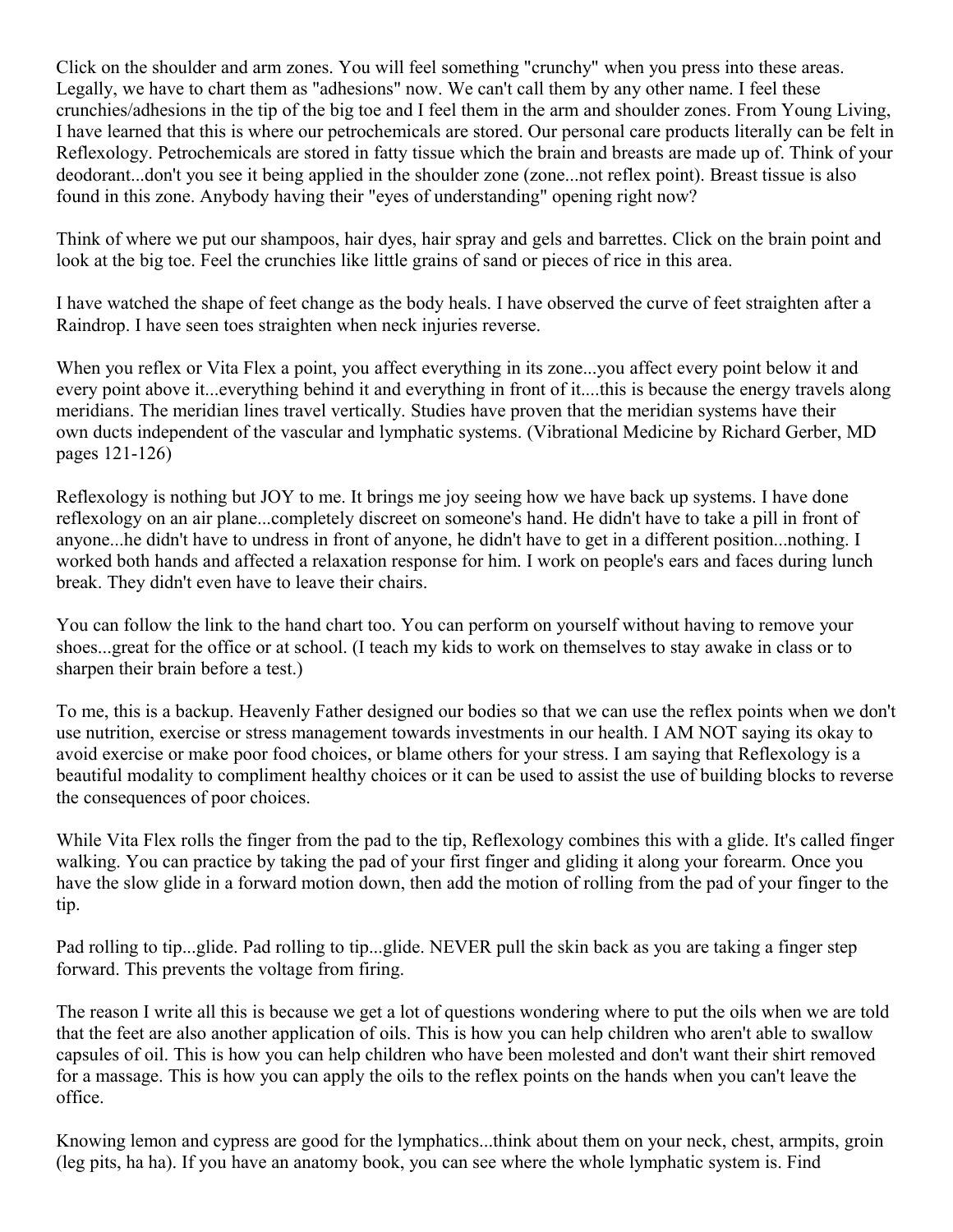Click on the shoulder and arm zones. You will feel something "crunchy" when you press into these areas. Legally, we have to chart them as "adhesions" now. We can't call them by any other name. I feel these crunchies/adhesions in the tip of the big toe and I feel them in the arm and shoulder zones. From Young Living, I have learned that this is where our petrochemicals are stored. Our personal care products literally can be felt in Reflexology. Petrochemicals are stored in fatty tissue which the brain and breasts are made up of. Think of your deodorant...don't you see it being applied in the shoulder zone (zone...not reflex point). Breast tissue is also found in this zone. Anybody having their "eyes of understanding" opening right now?

Think of where we put our shampoos, hair dyes, hair spray and gels and barrettes. Click on the brain point and look at the big toe. Feel the crunchies like little grains of sand or pieces of rice in this area.

I have watched the shape of feet change as the body heals. I have observed the curve of feet straighten after a Raindrop. I have seen toes straighten when neck injuries reverse.

When you reflex or Vita Flex a point, you affect everything in its zone...you affect every point below it and every point above it...everything behind it and everything in front of it....this is because the energy travels along meridians. The meridian lines travel vertically. Studies have proven that the meridian systems have their own ducts independent of the vascular and lymphatic systems. (Vibrational Medicine by Richard Gerber, MD pages 121-126)

Reflexology is nothing but JOY to me. It brings me joy seeing how we have back up systems. I have done reflexology on an air plane...completely discreet on someone's hand. He didn't have to take a pill in front of anyone...he didn't have to undress in front of anyone, he didn't have to get in a different position...nothing. I worked both hands and affected a relaxation response for him. I work on people's ears and faces during lunch break. They didn't even have to leave their chairs.

You can follow the link to the hand chart too. You can perform on yourself without having to remove your shoes...great for the office or at school. (I teach my kids to work on themselves to stay awake in class or to sharpen their brain before a test.)

To me, this is a backup. Heavenly Father designed our bodies so that we can use the reflex points when we don't use nutrition, exercise or stress management towards investments in our health. I AM NOT saying its okay to avoid exercise or make poor food choices, or blame others for your stress. I am saying that Reflexology is a beautiful modality to compliment healthy choices or it can be used to assist the use of building blocks to reverse the consequences of poor choices.

While Vita Flex rolls the finger from the pad to the tip, Reflexology combines this with a glide. It's called finger walking. You can practice by taking the pad of your first finger and gliding it along your forearm. Once you have the slow glide in a forward motion down, then add the motion of rolling from the pad of your finger to the tip.

Pad rolling to tip...glide. Pad rolling to tip...glide. NEVER pull the skin back as you are taking a finger step forward. This prevents the voltage from firing.

The reason I write all this is because we get a lot of questions wondering where to put the oils when we are told that the feet are also another application of oils. This is how you can help children who aren't able to swallow capsules of oil. This is how you can help children who have been molested and don't want their shirt removed for a massage. This is how you can apply the oils to the reflex points on the hands when you can't leave the office.

Knowing lemon and cypress are good for the lymphatics...think about them on your neck, chest, armpits, groin (leg pits, ha ha). If you have an anatomy book, you can see where the whole lymphatic system is. Find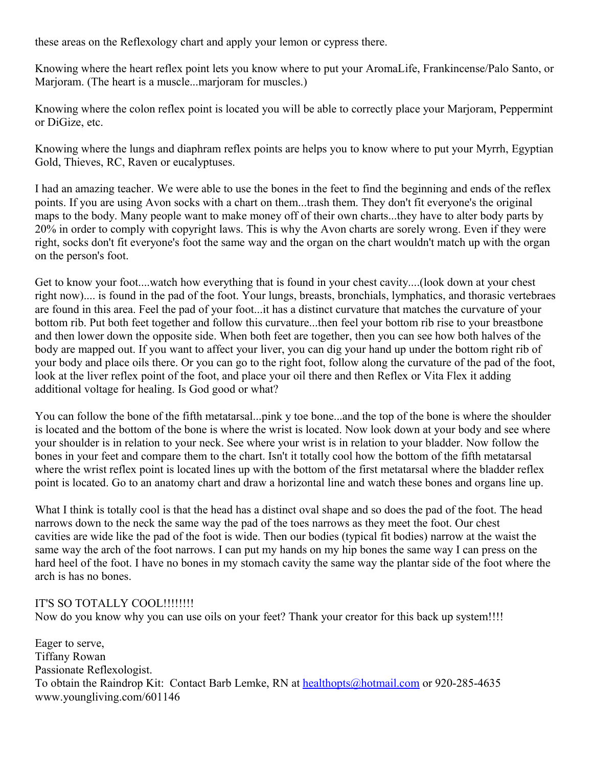these areas on the Reflexology chart and apply your lemon or cypress there.

Knowing where the heart reflex point lets you know where to put your AromaLife, Frankincense/Palo Santo, or Marjoram. (The heart is a muscle...marjoram for muscles.)

Knowing where the colon reflex point is located you will be able to correctly place your Marjoram, Peppermint or DiGize, etc.

Knowing where the lungs and diaphram reflex points are helps you to know where to put your Myrrh, Egyptian Gold, Thieves, RC, Raven or eucalyptuses.

I had an amazing teacher. We were able to use the bones in the feet to find the beginning and ends of the reflex points. If you are using Avon socks with a chart on them...trash them. They don't fit everyone's the original maps to the body. Many people want to make money off of their own charts...they have to alter body parts by 20% in order to comply with copyright laws. This is why the Avon charts are sorely wrong. Even if they were right, socks don't fit everyone's foot the same way and the organ on the chart wouldn't match up with the organ on the person's foot.

Get to know your foot....watch how everything that is found in your chest cavity....(look down at your chest right now).... is found in the pad of the foot. Your lungs, breasts, bronchials, lymphatics, and thorasic vertebraes are found in this area. Feel the pad of your foot...it has a distinct curvature that matches the curvature of your bottom rib. Put both feet together and follow this curvature...then feel your bottom rib rise to your breastbone and then lower down the opposite side. When both feet are together, then you can see how both halves of the body are mapped out. If you want to affect your liver, you can dig your hand up under the bottom right rib of your body and place oils there. Or you can go to the right foot, follow along the curvature of the pad of the foot, look at the liver reflex point of the foot, and place your oil there and then Reflex or Vita Flex it adding additional voltage for healing. Is God good or what?

You can follow the bone of the fifth metatarsal...pink y toe bone...and the top of the bone is where the shoulder is located and the bottom of the bone is where the wrist is located. Now look down at your body and see where your shoulder is in relation to your neck. See where your wrist is in relation to your bladder. Now follow the bones in your feet and compare them to the chart. Isn't it totally cool how the bottom of the fifth metatarsal where the wrist reflex point is located lines up with the bottom of the first metatarsal where the bladder reflex point is located. Go to an anatomy chart and draw a horizontal line and watch these bones and organs line up.

What I think is totally cool is that the head has a distinct oval shape and so does the pad of the foot. The head narrows down to the neck the same way the pad of the toes narrows as they meet the foot. Our chest cavities are wide like the pad of the foot is wide. Then our bodies (typical fit bodies) narrow at the waist the same way the arch of the foot narrows. I can put my hands on my hip bones the same way I can press on the hard heel of the foot. I have no bones in my stomach cavity the same way the plantar side of the foot where the arch is has no bones.

IT'S SO TOTALLY COOL!!!!!!!!
Now do you know why you can use oils on your feet? Thank your creator for this back up system!!!!

Eager to serve,
Tiffany Rowan
Passionate Reflexologist.
To obtain the Raindrop Kit: Contact Barb Lemke, RN at healthopts@hotmail.com or 920-285-4635
www.youngliving.com/601146